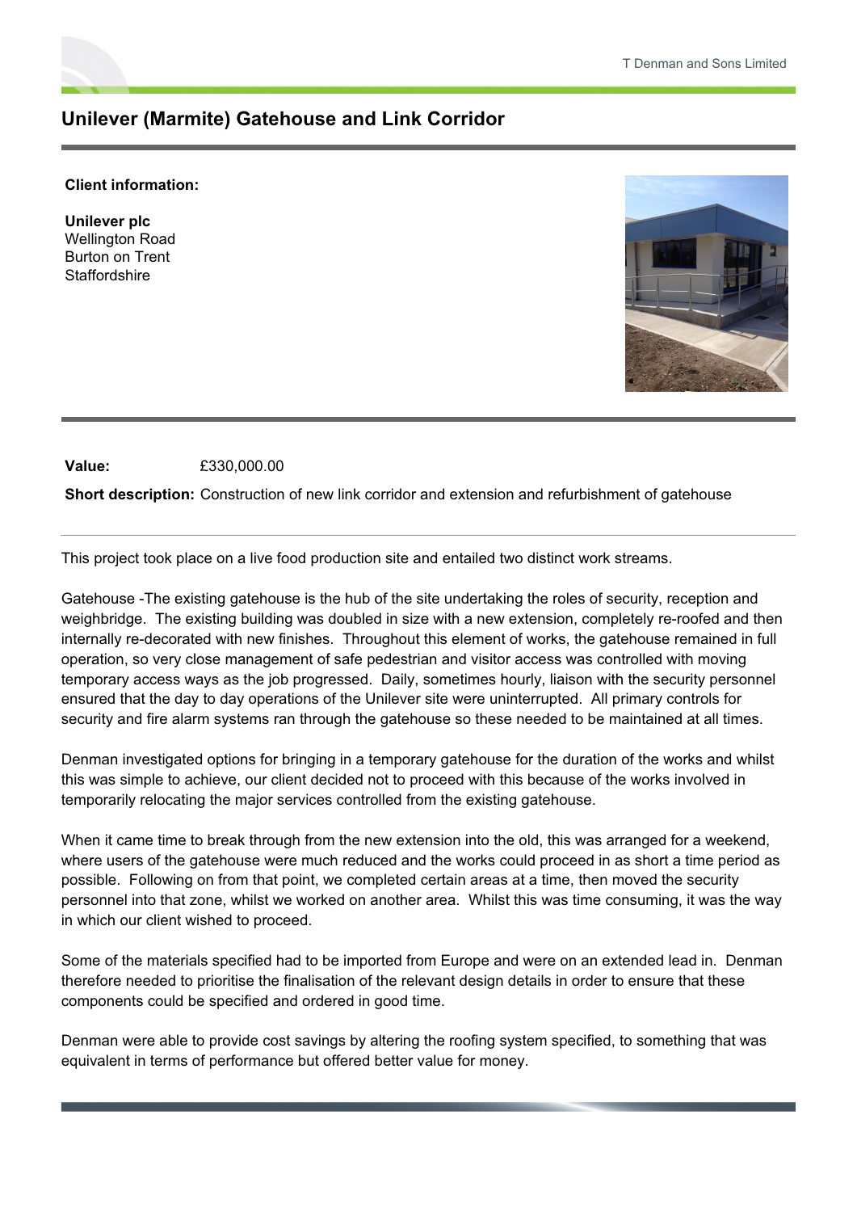# Unilever (Marmite) Gatehouse and Link Corridor

**Client information:**

**Unilever plc**
Wellington Road
Burton on Trent
Staffordshire

**Value:** £330,000.00

**Short description:** Construction of new link corridor and extension and refurbishment of gatehouse

This project took place on a live food production site and entailed two distinct work streams.

Gatehouse -The existing gatehouse is the hub of the site undertaking the roles of security, reception and weighbridge. The existing building was doubled in size with a new extension, completely re-roofed and then internally re-decorated with new finishes. Throughout this element of works, the gatehouse remained in full operation, so very close management of safe pedestrian and visitor access was controlled with moving temporary access ways as the job progressed. Daily, sometimes hourly, liaison with the security personnel ensured that the day to day operations of the Unilever site were uninterrupted. All primary controls for security and fire alarm systems ran through the gatehouse so these needed to be maintained at all times.

Denman investigated options for bringing in a temporary gatehouse for the duration of the works and whilst this was simple to achieve, our client decided not to proceed with this because of the works involved in temporarily relocating the major services controlled from the existing gatehouse.

When it came time to break through from the new extension into the old, this was arranged for a weekend, where users of the gatehouse were much reduced and the works could proceed in as short a time period as possible. Following on from that point, we completed certain areas at a time, then moved the security personnel into that zone, whilst we worked on another area. Whilst this was time consuming, it was the way in which our client wished to proceed.

Some of the materials specified had to be imported from Europe and were on an extended lead in. Denman therefore needed to prioritise the finalisation of the relevant design details in order to ensure that these components could be specified and ordered in good time.

Denman were able to provide cost savings by altering the roofing system specified, to something that was equivalent in terms of performance but offered better value for money.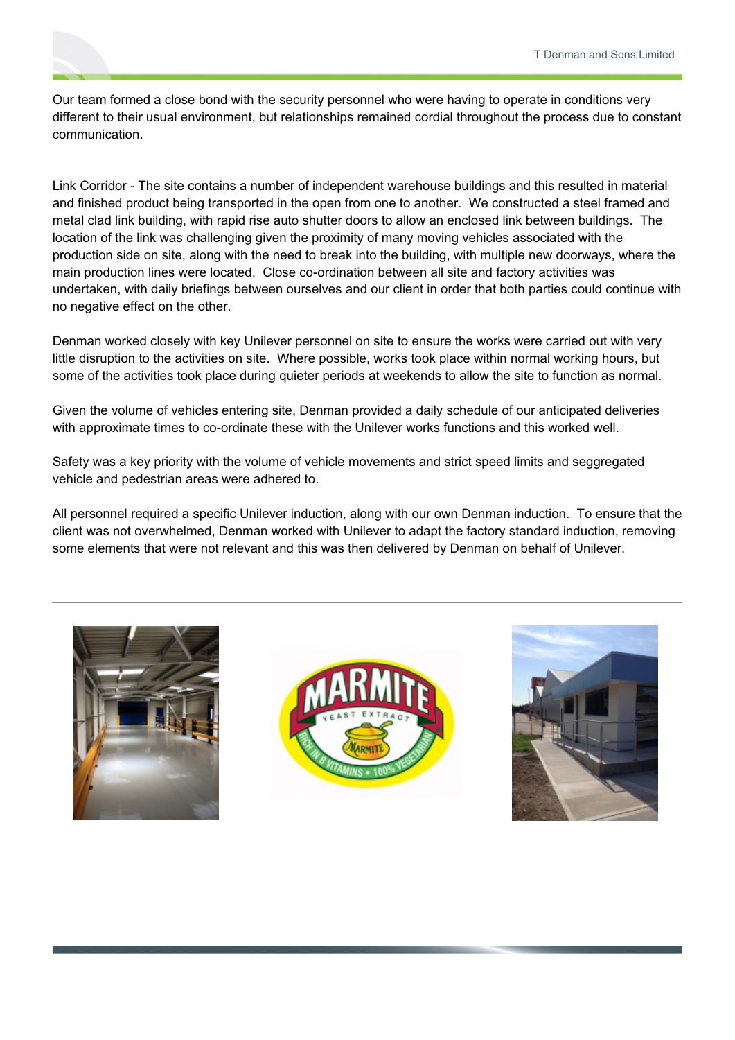Our team formed a close bond with the security personnel who were having to operate in conditions very different to their usual environment, but relationships remained cordial throughout the process due to constant communication.

Link Corridor - The site contains a number of independent warehouse buildings and this resulted in material and finished product being transported in the open from one to another. We constructed a steel framed and metal clad link building, with rapid rise auto shutter doors to allow an enclosed link between buildings. The location of the link was challenging given the proximity of many moving vehicles associated with the production side on site, along with the need to break into the building, with multiple new doorways, where the main production lines were located. Close co-ordination between all site and factory activities was undertaken, with daily briefings between ourselves and our client in order that both parties could continue with no negative effect on the other.

Denman worked closely with key Unilever personnel on site to ensure the works were carried out with very little disruption to the activities on site. Where possible, works took place within normal working hours, but some of the activities took place during quieter periods at weekends to allow the site to function as normal.

Given the volume of vehicles entering site, Denman provided a daily schedule of our anticipated deliveries with approximate times to co-ordinate these with the Unilever works functions and this worked well.

Safety was a key priority with the volume of vehicle movements and strict speed limits and seggregated vehicle and pedestrian areas were adhered to.

All personnel required a specific Unilever induction, along with our own Denman induction. To ensure that the client was not overwhelmed, Denman worked with Unilever to adapt the factory standard induction, removing some elements that were not relevant and this was then delivered by Denman on behalf of Unilever.